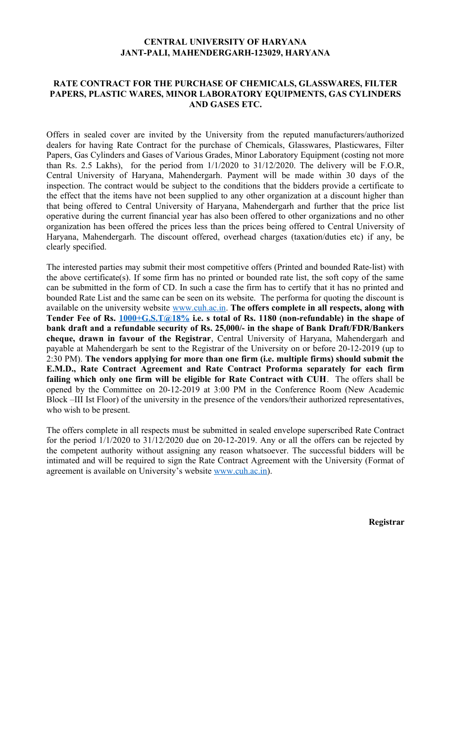**CENTRAL UNIVERSITY OF HARYANA**
**JANT-PALI, MAHENDERGARH-123029, HARYANA**

**RATE CONTRACT FOR THE PURCHASE OF CHEMICALS, GLASSWARES, FILTER PAPERS, PLASTIC WARES, MINOR LABORATORY EQUIPMENTS, GAS CYLINDERS AND GASES ETC.**

Offers in sealed cover are invited by the University from the reputed manufacturers/authorized dealers for having Rate Contract for the purchase of Chemicals, Glasswares, Plasticwares, Filter Papers, Gas Cylinders and Gases of Various Grades, Minor Laboratory Equipment (costing not more than Rs. 2.5 Lakhs), for the period from 1/1/2020 to 31/12/2020. The delivery will be F.O.R, Central University of Haryana, Mahendergarh. Payment will be made within 30 days of the inspection. The contract would be subject to the conditions that the bidders provide a certificate to the effect that the items have not been supplied to any other organization at a discount higher than that being offered to Central University of Haryana, Mahendergarh and further that the price list operative during the current financial year has also been offered to other organizations and no other organization has been offered the prices less than the prices being offered to Central University of Haryana, Mahendergarh. The discount offered, overhead charges (taxation/duties etc) if any, be clearly specified.

The interested parties may submit their most competitive offers (Printed and bounded Rate-list) with the above certificate(s). If some firm has no printed or bounded rate list, the soft copy of the same can be submitted in the form of CD. In such a case the firm has to certify that it has no printed and bounded Rate List and the same can be seen on its website. The performa for quoting the discount is available on the university website www.cuh.ac.in. **The offers complete in all respects, along with Tender Fee of Rs. 1000+G.S.T@18% i.e. s total of Rs. 1180 (non-refundable) in the shape of bank draft and a refundable security of Rs. 25,000/- in the shape of Bank Draft/FDR/Bankers cheque, drawn in favour of the Registrar**, Central University of Haryana, Mahendergarh and payable at Mahendergarh be sent to the Registrar of the University on or before 20-12-2019 (up to 2:30 PM). **The vendors applying for more than one firm (i.e. multiple firms) should submit the E.M.D., Rate Contract Agreement and Rate Contract Proforma separately for each firm failing which only one firm will be eligible for Rate Contract with CUH**. The offers shall be opened by the Committee on 20-12-2019 at 3:00 PM in the Conference Room (New Academic Block –III Ist Floor) of the university in the presence of the vendors/their authorized representatives, who wish to be present.

The offers complete in all respects must be submitted in sealed envelope superscribed Rate Contract for the period 1/1/2020 to 31/12/2020 due on 20-12-2019. Any or all the offers can be rejected by the competent authority without assigning any reason whatsoever. The successful bidders will be intimated and will be required to sign the Rate Contract Agreement with the University (Format of agreement is available on University's website www.cuh.ac.in).

**Registrar**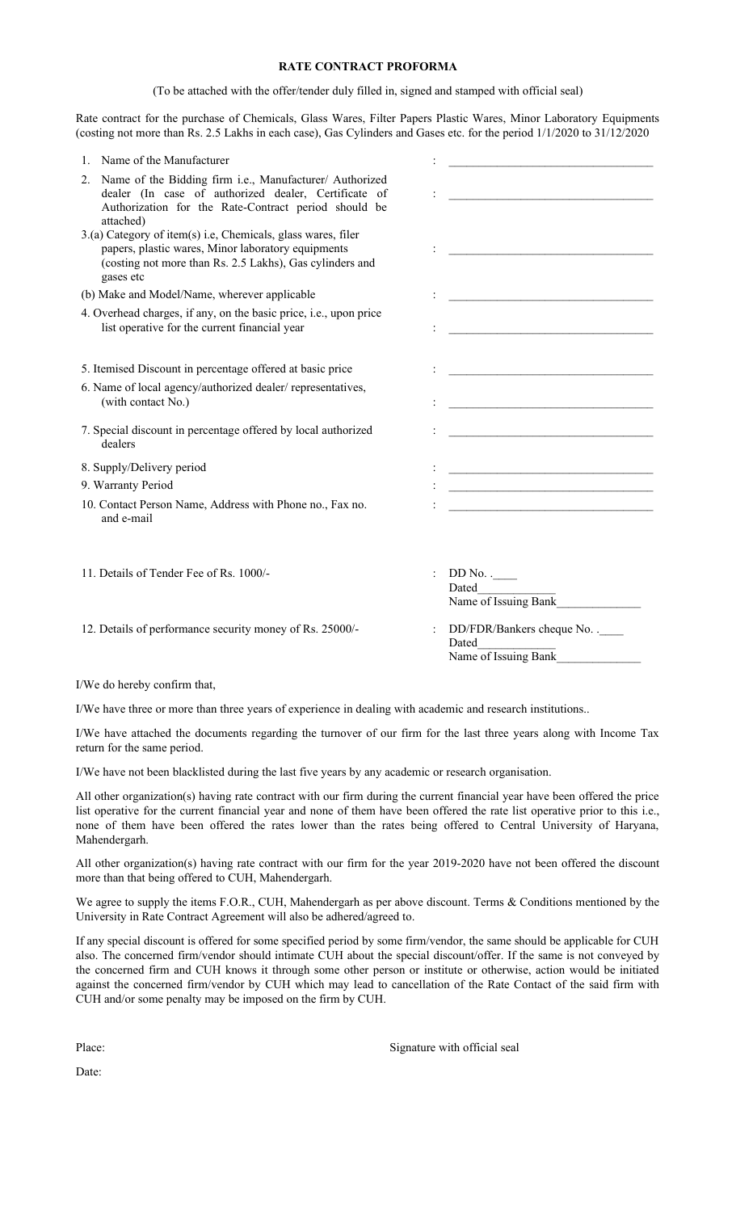## RATE CONTRACT PROFORMA

(To be attached with the offer/tender duly filled in, signed and stamped with official seal)

Rate contract for the purchase of Chemicals, Glass Wares, Filter Papers Plastic Wares, Minor Laboratory Equipments (costing not more than Rs. 2.5 Lakhs in each case), Gas Cylinders and Gases etc. for the period 1/1/2020 to 31/12/2020

| | | |
|---|---|---|
| 1. Name of the Manufacturer | : | ______________________________ |
| 2. Name of the Bidding firm i.e., Manufacturer/ Authorized dealer (In case of authorized dealer, Certificate of Authorization for the Rate-Contract period should be attached) | : | ______________________________ |
| 3.(a) Category of item(s) i.e, Chemicals, glass wares, filer papers, plastic wares, Minor laboratory equipments (costing not more than Rs. 2.5 Lakhs), Gas cylinders and gases etc | : | ______________________________ |
| (b) Make and Model/Name, wherever applicable | : | ______________________________ |
| 4. Overhead charges, if any, on the basic price, i.e., upon price list operative for the current financial year | : | ______________________________ |
| 5. Itemised Discount in percentage offered at basic price | : | ______________________________ |
| 6. Name of local agency/authorized dealer/ representatives, (with contact No.) | : | ______________________________ |
| 7. Special discount in percentage offered by local authorized dealers | : | ______________________________ |
| 8. Supply/Delivery period | : | ______________________________ |
| 9. Warranty Period | : | ______________________________ |
| 10. Contact Person Name, Address with Phone no., Fax no. and e-mail | : | ______________________________ |
| 11. Details of Tender Fee of Rs. 1000/- | : | DD No. .____<br>Dated____________<br>Name of Issuing Bank_____________ |
| 12. Details of performance security money of Rs. 25000/- | : | DD/FDR/Bankers cheque No. .____<br>Dated____________<br>Name of Issuing Bank_____________ |

I/We do hereby confirm that,

I/We have three or more than three years of experience in dealing with academic and research institutions..

I/We have attached the documents regarding the turnover of our firm for the last three years along with Income Tax return for the same period.

I/We have not been blacklisted during the last five years by any academic or research organisation.

All other organization(s) having rate contract with our firm during the current financial year have been offered the price list operative for the current financial year and none of them have been offered the rate list operative prior to this i.e., none of them have been offered the rates lower than the rates being offered to Central University of Haryana, Mahendergarh.

All other organization(s) having rate contract with our firm for the year 2019-2020 have not been offered the discount more than that being offered to CUH, Mahendergarh.

We agree to supply the items F.O.R., CUH, Mahendergarh as per above discount. Terms & Conditions mentioned by the University in Rate Contract Agreement will also be adhered/agreed to.

If any special discount is offered for some specified period by some firm/vendor, the same should be applicable for CUH also. The concerned firm/vendor should intimate CUH about the special discount/offer. If the same is not conveyed by the concerned firm and CUH knows it through some other person or institute or otherwise, action would be initiated against the concerned firm/vendor by CUH which may lead to cancellation of the Rate Contact of the said firm with CUH and/or some penalty may be imposed on the firm by CUH.

Place: Signature with official seal

Date: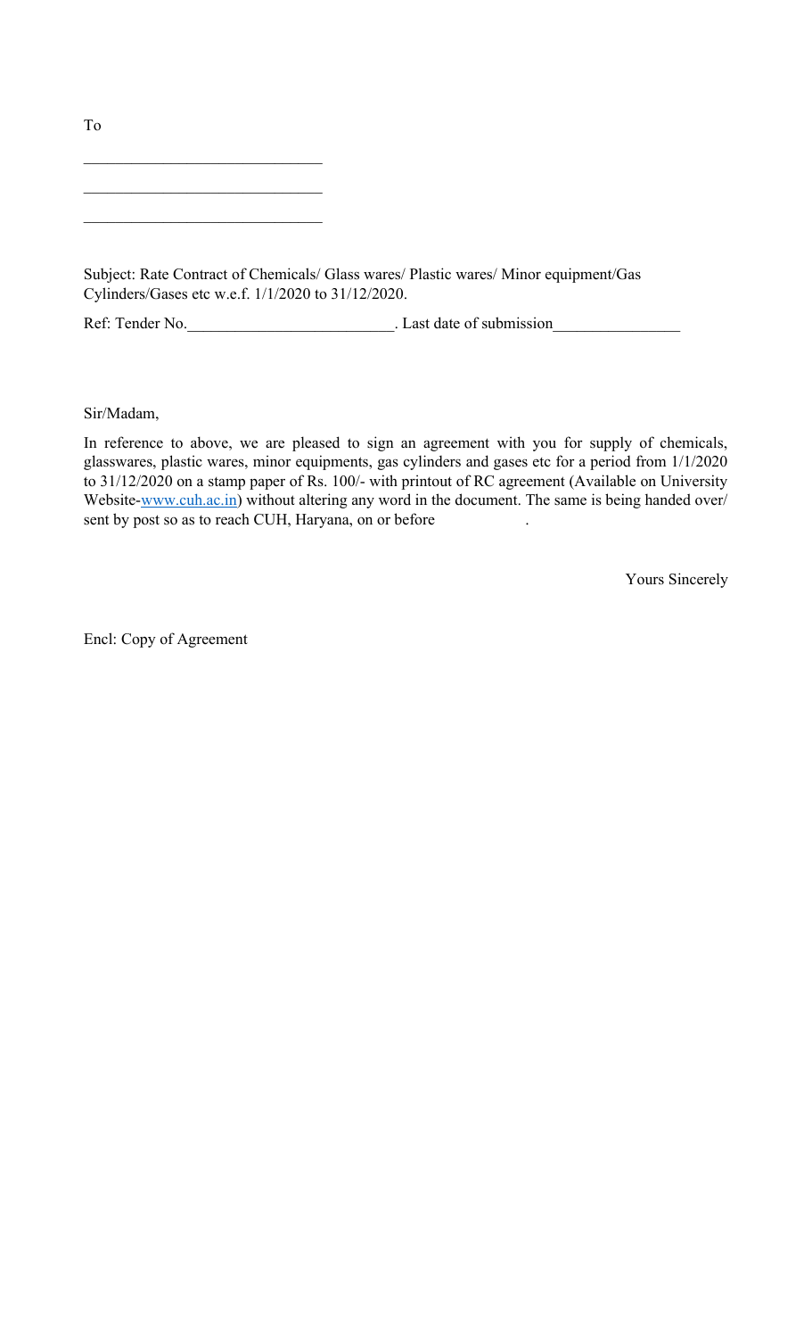To

______________________________

______________________________

______________________________

Subject: Rate Contract of Chemicals/ Glass wares/ Plastic wares/ Minor equipment/Gas Cylinders/Gases etc w.e.f. 1/1/2020 to 31/12/2020.

Ref: Tender No.__________________________. Last date of submission________________

Sir/Madam,

In reference to above, we are pleased to sign an agreement with you for supply of chemicals, glasswares, plastic wares, minor equipments, gas cylinders and gases etc for a period from 1/1/2020 to 31/12/2020 on a stamp paper of Rs. 100/- with printout of RC agreement (Available on University Website-[www.cuh.ac.in](http://www.cuh.ac.in)) without altering any word in the document. The same is being handed over/ sent by post so as to reach CUH, Haryana, on or before                    .

Yours Sincerely

Encl: Copy of Agreement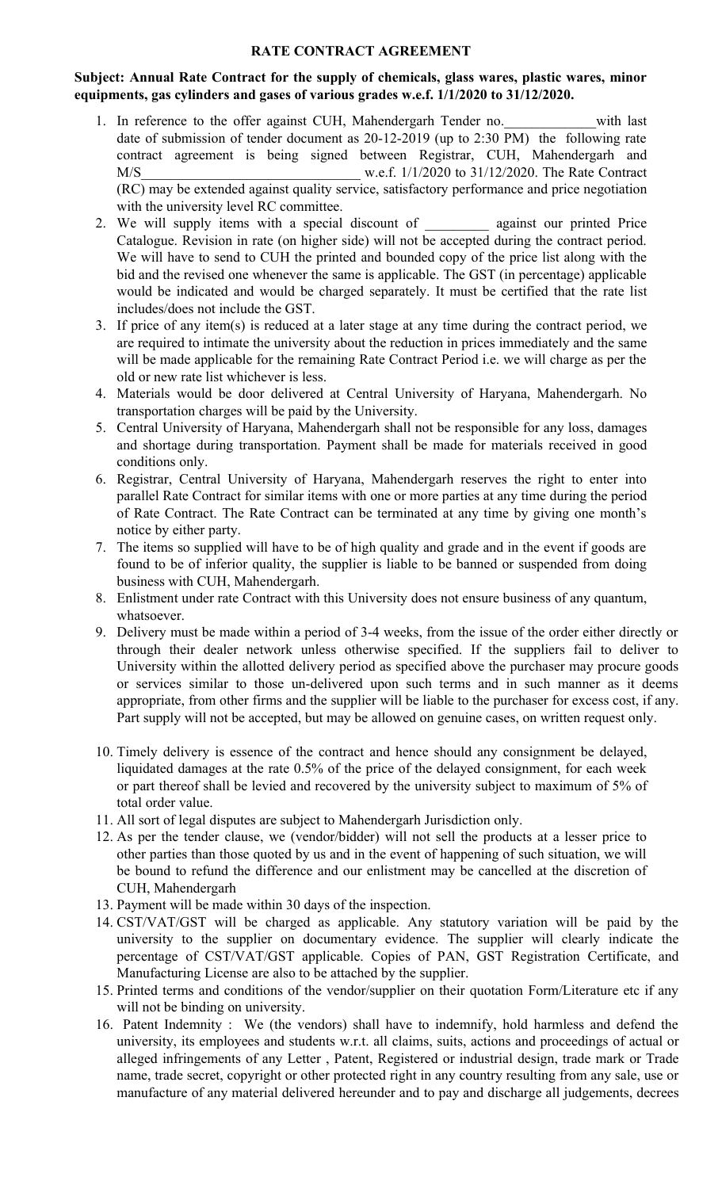# RATE CONTRACT AGREEMENT

**Subject: Annual Rate Contract for the supply of chemicals, glass wares, plastic wares, minor equipments, gas cylinders and gases of various grades w.e.f. 1/1/2020 to 31/12/2020.**

1. In reference to the offer against CUH, Mahendergarh Tender no.____________with last date of submission of tender document as 20-12-2019 (up to 2:30 PM) the following rate contract agreement is being signed between Registrar, CUH, Mahendergarh and M/S______________________________ w.e.f. 1/1/2020 to 31/12/2020. The Rate Contract (RC) may be extended against quality service, satisfactory performance and price negotiation with the university level RC committee.
2. We will supply items with a special discount of _________ against our printed Price Catalogue. Revision in rate (on higher side) will not be accepted during the contract period. We will have to send to CUH the printed and bounded copy of the price list along with the bid and the revised one whenever the same is applicable. The GST (in percentage) applicable would be indicated and would be charged separately. It must be certified that the rate list includes/does not include the GST.
3. If price of any item(s) is reduced at a later stage at any time during the contract period, we are required to intimate the university about the reduction in prices immediately and the same will be made applicable for the remaining Rate Contract Period i.e. we will charge as per the old or new rate list whichever is less.
4. Materials would be door delivered at Central University of Haryana, Mahendergarh. No transportation charges will be paid by the University.
5. Central University of Haryana, Mahendergarh shall not be responsible for any loss, damages and shortage during transportation. Payment shall be made for materials received in good conditions only.
6. Registrar, Central University of Haryana, Mahendergarh reserves the right to enter into parallel Rate Contract for similar items with one or more parties at any time during the period of Rate Contract. The Rate Contract can be terminated at any time by giving one month's notice by either party.
7. The items so supplied will have to be of high quality and grade and in the event if goods are found to be of inferior quality, the supplier is liable to be banned or suspended from doing business with CUH, Mahendergarh.
8. Enlistment under rate Contract with this University does not ensure business of any quantum, whatsoever.
9. Delivery must be made within a period of 3-4 weeks, from the issue of the order either directly or through their dealer network unless otherwise specified. If the suppliers fail to deliver to University within the allotted delivery period as specified above the purchaser may procure goods or services similar to those un-delivered upon such terms and in such manner as it deems appropriate, from other firms and the supplier will be liable to the purchaser for excess cost, if any. Part supply will not be accepted, but may be allowed on genuine cases, on written request only.
10. Timely delivery is essence of the contract and hence should any consignment be delayed, liquidated damages at the rate 0.5% of the price of the delayed consignment, for each week or part thereof shall be levied and recovered by the university subject to maximum of 5% of total order value.
11. All sort of legal disputes are subject to Mahendergarh Jurisdiction only.
12. As per the tender clause, we (vendor/bidder) will not sell the products at a lesser price to other parties than those quoted by us and in the event of happening of such situation, we will be bound to refund the difference and our enlistment may be cancelled at the discretion of CUH, Mahendergarh
13. Payment will be made within 30 days of the inspection.
14. CST/VAT/GST will be charged as applicable. Any statutory variation will be paid by the university to the supplier on documentary evidence. The supplier will clearly indicate the percentage of CST/VAT/GST applicable. Copies of PAN, GST Registration Certificate, and Manufacturing License are also to be attached by the supplier.
15. Printed terms and conditions of the vendor/supplier on their quotation Form/Literature etc if any will not be binding on university.
16. Patent Indemnity : We (the vendors) shall have to indemnify, hold harmless and defend the university, its employees and students w.r.t. all claims, suits, actions and proceedings of actual or alleged infringements of any Letter , Patent, Registered or industrial design, trade mark or Trade name, trade secret, copyright or other protected right in any country resulting from any sale, use or manufacture of any material delivered hereunder and to pay and discharge all judgements, decrees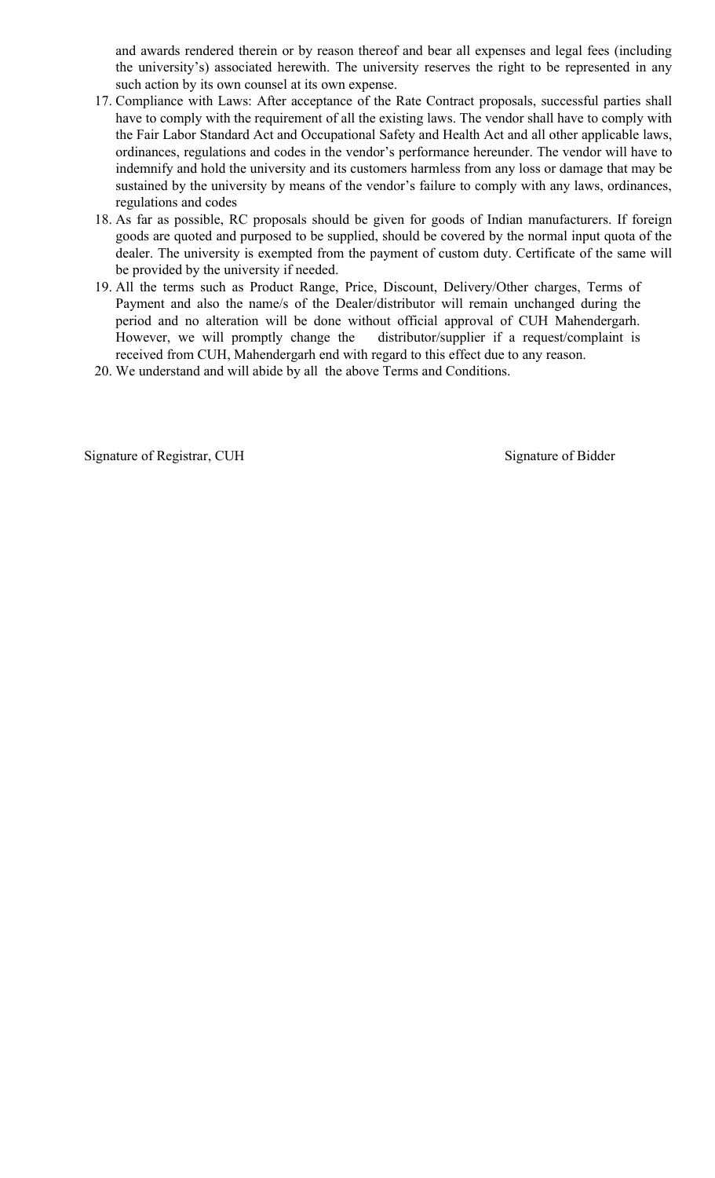and awards rendered therein or by reason thereof and bear all expenses and legal fees (including the university's) associated herewith. The university reserves the right to be represented in any such action by its own counsel at its own expense.

17. Compliance with Laws: After acceptance of the Rate Contract proposals, successful parties shall have to comply with the requirement of all the existing laws. The vendor shall have to comply with the Fair Labor Standard Act and Occupational Safety and Health Act and all other applicable laws, ordinances, regulations and codes in the vendor's performance hereunder. The vendor will have to indemnify and hold the university and its customers harmless from any loss or damage that may be sustained by the university by means of the vendor's failure to comply with any laws, ordinances, regulations and codes
18. As far as possible, RC proposals should be given for goods of Indian manufacturers. If foreign goods are quoted and purposed to be supplied, should be covered by the normal input quota of the dealer. The university is exempted from the payment of custom duty. Certificate of the same will be provided by the university if needed.
19. All the terms such as Product Range, Price, Discount, Delivery/Other charges, Terms of Payment and also the name/s of the Dealer/distributor will remain unchanged during the period and no alteration will be done without official approval of CUH Mahendergarh. However, we will promptly change the distributor/supplier if a request/complaint is received from CUH, Mahendergarh end with regard to this effect due to any reason.
20. We understand and will abide by all the above Terms and Conditions.

Signature of Registrar, CUH

Signature of Bidder